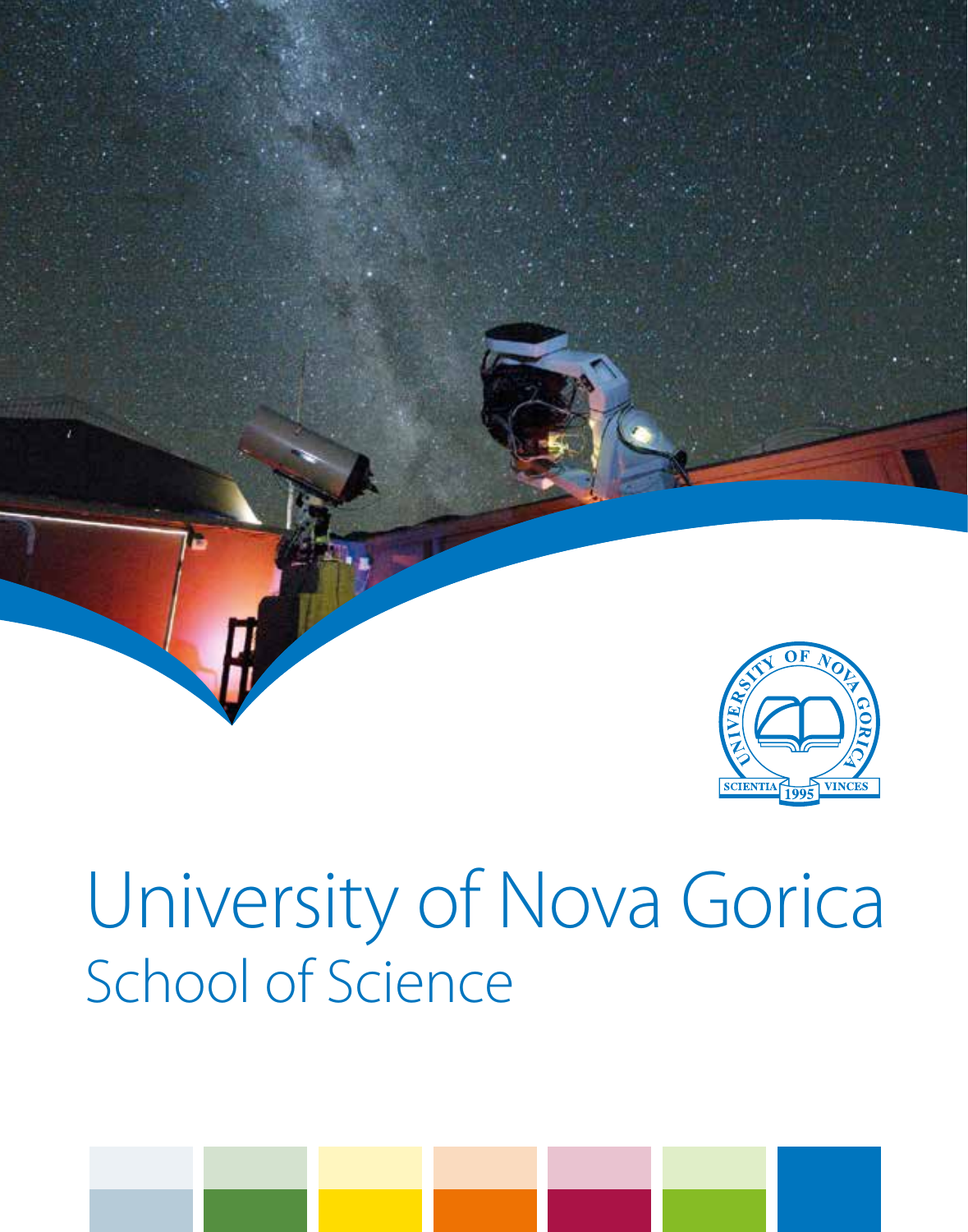# University of Nova Gorica

## School of Science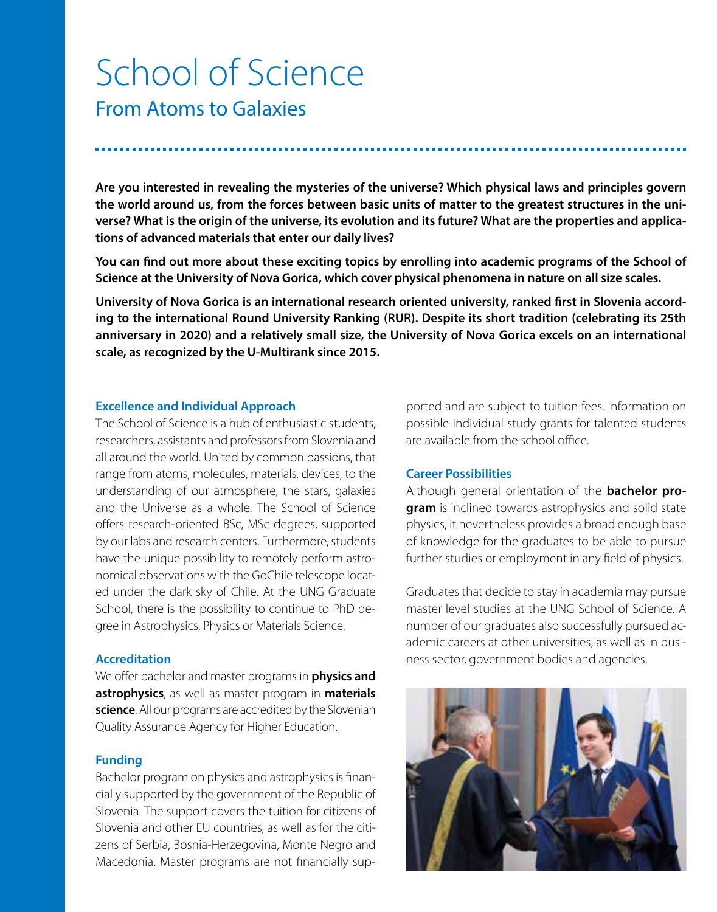# School of Science

## From Atoms to Galaxies

**Are you interested in revealing the mysteries of the universe? Which physical laws and principles govern the world around us, from the forces between basic units of matter to the greatest structures in the universe? What is the origin of the universe, its evolution and its future? What are the properties and applications of advanced materials that enter our daily lives?**

**You can find out more about these exciting topics by enrolling into academic programs of the School of Science at the University of Nova Gorica, which cover physical phenomena in nature on all size scales.**

**University of Nova Gorica is an international research oriented university, ranked first in Slovenia according to the international Round University Ranking (RUR). Despite its short tradition (celebrating its 25th anniversary in 2020) and a relatively small size, the University of Nova Gorica excels on an international scale, as recognized by the U-Multirank since 2015.**

### Excellence and Individual Approach

The School of Science is a hub of enthusiastic students, researchers, assistants and professors from Slovenia and all around the world. United by common passions, that range from atoms, molecules, materials, devices, to the understanding of our atmosphere, the stars, galaxies and the Universe as a whole. The School of Science offers research-oriented BSc, MSc degrees, supported by our labs and research centers. Furthermore, students have the unique possibility to remotely perform astronomical observations with the GoChile telescope located under the dark sky of Chile. At the UNG Graduate School, there is the possibility to continue to PhD degree in Astrophysics, Physics or Materials Science.

### Accreditation

We offer bachelor and master programs in **physics and astrophysics**, as well as master program in **materials science**. All our programs are accredited by the Slovenian Quality Assurance Agency for Higher Education.

### Funding

Bachelor program on physics and astrophysics is financially supported by the government of the Republic of Slovenia. The support covers the tuition for citizens of Slovenia and other EU countries, as well as for the citizens of Serbia, Bosnia-Herzegovina, Monte Negro and Macedonia. Master programs are not financially supported and are subject to tuition fees. Information on possible individual study grants for talented students are available from the school office.

### Career Possibilities

Although general orientation of the **bachelor program** is inclined towards astrophysics and solid state physics, it nevertheless provides a broad enough base of knowledge for the graduates to be able to pursue further studies or employment in any field of physics.

Graduates that decide to stay in academia may pursue master level studies at the UNG School of Science. A number of our graduates also successfully pursued academic careers at other universities, as well as in business sector, government bodies and agencies.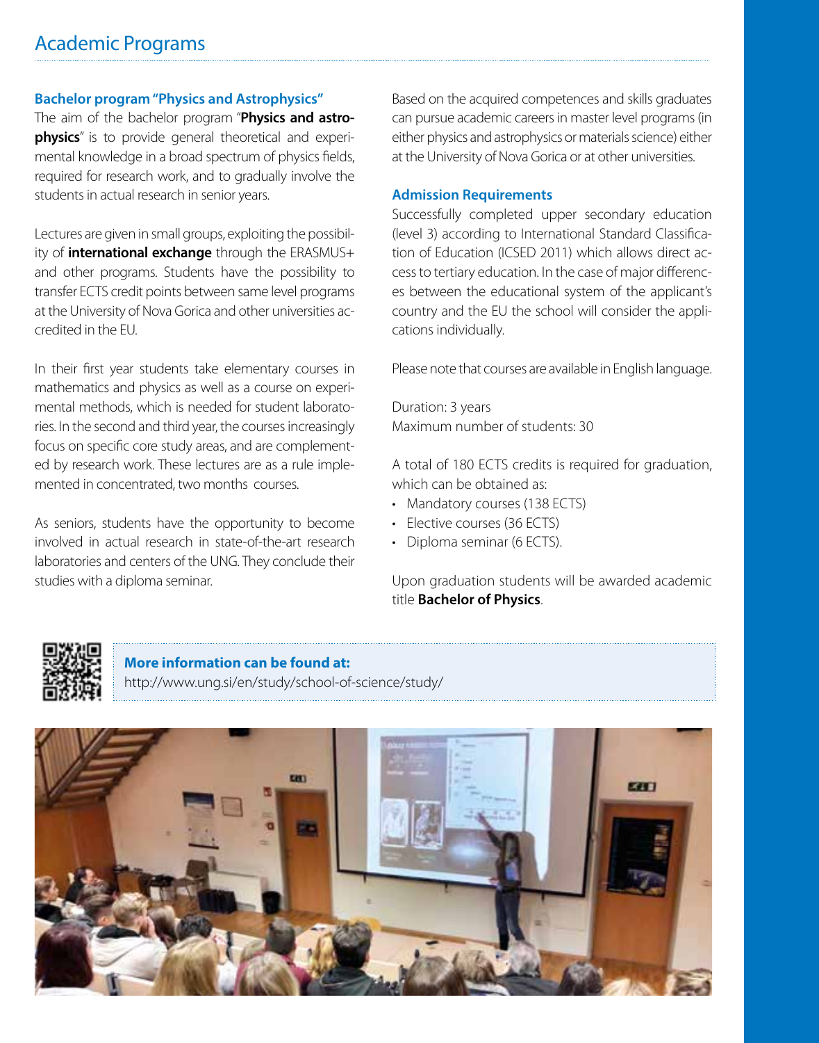## Academic Programs

### Bachelor program "Physics and Astrophysics"

The aim of the bachelor program "**Physics and astrophysics**" is to provide general theoretical and experimental knowledge in a broad spectrum of physics fields, required for research work, and to gradually involve the students in actual research in senior years.

Lectures are given in small groups, exploiting the possibility of **international exchange** through the ERASMUS+ and other programs. Students have the possibility to transfer ECTS credit points between same level programs at the University of Nova Gorica and other universities accredited in the EU.

In their first year students take elementary courses in mathematics and physics as well as a course on experimental methods, which is needed for student laboratories. In the second and third year, the courses increasingly focus on specific core study areas, and are complemented by research work. These lectures are as a rule implemented in concentrated, two months courses.

As seniors, students have the opportunity to become involved in actual research in state-of-the-art research laboratories and centers of the UNG. They conclude their studies with a diploma seminar.

Based on the acquired competences and skills graduates can pursue academic careers in master level programs (in either physics and astrophysics or materials science) either at the University of Nova Gorica or at other universities.

### Admission Requirements

Successfully completed upper secondary education (level 3) according to International Standard Classification of Education (ICSED 2011) which allows direct access to tertiary education. In the case of major differences between the educational system of the applicant's country and the EU the school will consider the applications individually.

Please note that courses are available in English language.

Duration: 3 years
Maximum number of students: 30

A total of 180 ECTS credits is required for graduation, which can be obtained as:

- Mandatory courses (138 ECTS)
- Elective courses (36 ECTS)
- Diploma seminar (6 ECTS).

Upon graduation students will be awarded academic title **Bachelor of Physics**.

**More information can be found at:**
http://www.ung.si/en/study/school-of-science/study/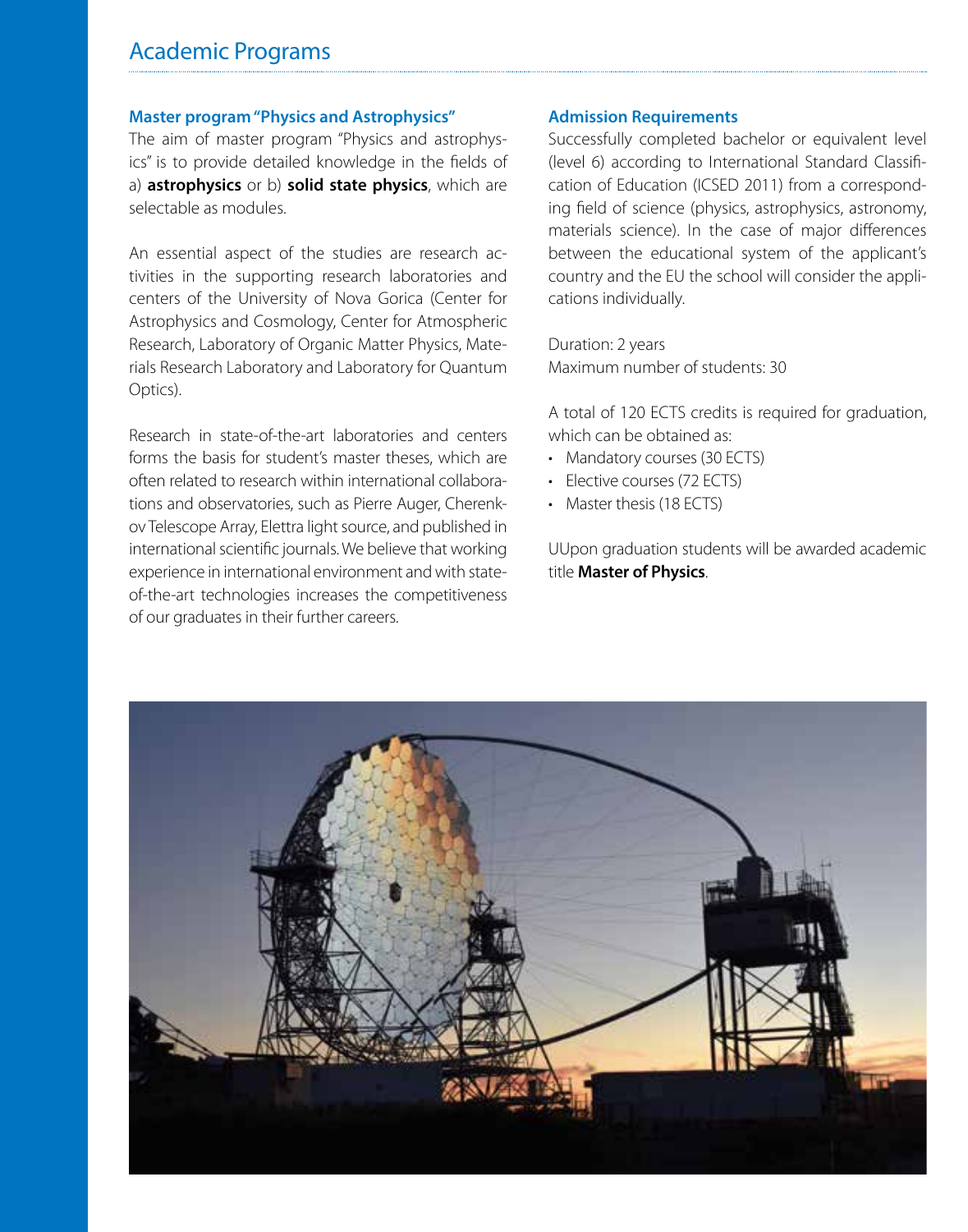# Academic Programs

## Master program "Physics and Astrophysics"

The aim of master program "Physics and astrophysics" is to provide detailed knowledge in the fields of a) **astrophysics** or b) **solid state physics**, which are selectable as modules.

An essential aspect of the studies are research activities in the supporting research laboratories and centers of the University of Nova Gorica (Center for Astrophysics and Cosmology, Center for Atmospheric Research, Laboratory of Organic Matter Physics, Materials Research Laboratory and Laboratory for Quantum Optics).

Research in state-of-the-art laboratories and centers forms the basis for student's master theses, which are often related to research within international collaborations and observatories, such as Pierre Auger, Cherenkov Telescope Array, Elettra light source, and published in international scientific journals. We believe that working experience in international environment and with state-of-the-art technologies increases the competitiveness of our graduates in their further careers.

## Admission Requirements

Successfully completed bachelor or equivalent level (level 6) according to International Standard Classification of Education (ICSED 2011) from a corresponding field of science (physics, astrophysics, astronomy, materials science). In the case of major differences between the educational system of the applicant's country and the EU the school will consider the applications individually.

Duration: 2 years
Maximum number of students: 30

A total of 120 ECTS credits is required for graduation, which can be obtained as:

- Mandatory courses (30 ECTS)
- Elective courses (72 ECTS)
- Master thesis (18 ECTS)

UUpon graduation students will be awarded academic title **Master of Physics**.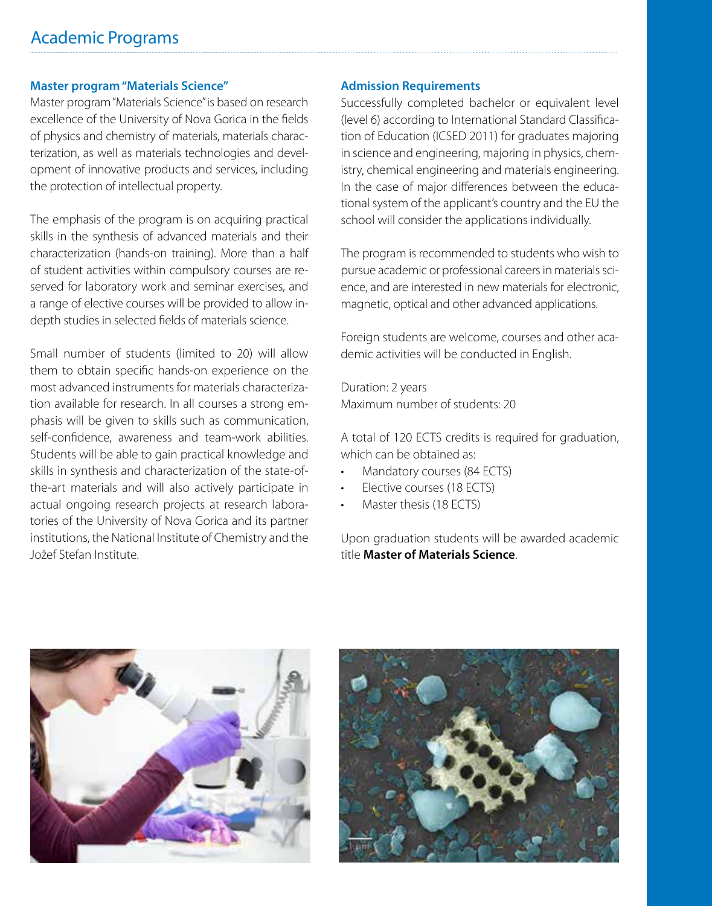# Academic Programs

## Master program "Materials Science"

Master program "Materials Science" is based on research excellence of the University of Nova Gorica in the fields of physics and chemistry of materials, materials characterization, as well as materials technologies and development of innovative products and services, including the protection of intellectual property.

The emphasis of the program is on acquiring practical skills in the synthesis of advanced materials and their characterization (hands-on training). More than a half of student activities within compulsory courses are reserved for laboratory work and seminar exercises, and a range of elective courses will be provided to allow in-depth studies in selected fields of materials science.

Small number of students (limited to 20) will allow them to obtain specific hands-on experience on the most advanced instruments for materials characterization available for research. In all courses a strong emphasis will be given to skills such as communication, self-confidence, awareness and team-work abilities. Students will be able to gain practical knowledge and skills in synthesis and characterization of the state-of-the-art materials and will also actively participate in actual ongoing research projects at research laboratories of the University of Nova Gorica and its partner institutions, the National Institute of Chemistry and the Jožef Stefan Institute.

## Admission Requirements

Successfully completed bachelor or equivalent level (level 6) according to International Standard Classification of Education (ICSED 2011) for graduates majoring in science and engineering, majoring in physics, chemistry, chemical engineering and materials engineering. In the case of major differences between the educational system of the applicant's country and the EU the school will consider the applications individually.

The program is recommended to students who wish to pursue academic or professional careers in materials science, and are interested in new materials for electronic, magnetic, optical and other advanced applications.

Foreign students are welcome, courses and other academic activities will be conducted in English.

Duration: 2 years
Maximum number of students: 20

A total of 120 ECTS credits is required for graduation, which can be obtained as:

- Mandatory courses (84 ECTS)
- Elective courses (18 ECTS)
- Master thesis (18 ECTS)

Upon graduation students will be awarded academic title **Master of Materials Science**.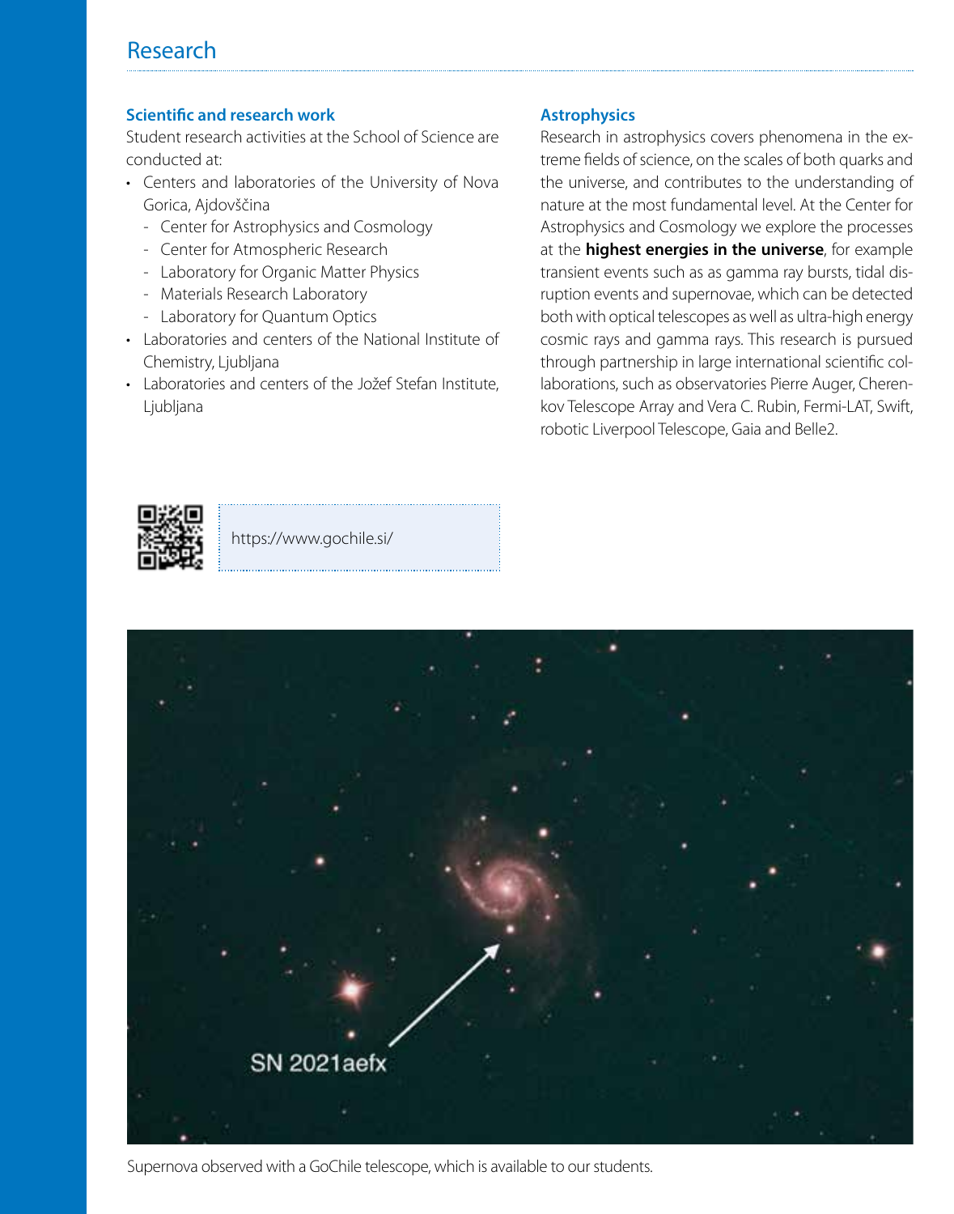## Research

### Scientific and research work

Student research activities at the School of Science are conducted at:

- Centers and laboratories of the University of Nova Gorica, Ajdovščina
  - Center for Astrophysics and Cosmology
  - Center for Atmospheric Research
  - Laboratory for Organic Matter Physics
  - Materials Research Laboratory
  - Laboratory for Quantum Optics
- Laboratories and centers of the National Institute of Chemistry, Ljubljana
- Laboratories and centers of the Jožef Stefan Institute, Ljubljana

### Astrophysics

Research in astrophysics covers phenomena in the extreme fields of science, on the scales of both quarks and the universe, and contributes to the understanding of nature at the most fundamental level. At the Center for Astrophysics and Cosmology we explore the processes at the **highest energies in the universe**, for example transient events such as as gamma ray bursts, tidal disruption events and supernovae, which can be detected both with optical telescopes as well as ultra-high energy cosmic rays and gamma rays. This research is pursued through partnership in large international scientific collaborations, such as observatories Pierre Auger, Cherenkov Telescope Array and Vera C. Rubin, Fermi-LAT, Swift, robotic Liverpool Telescope, Gaia and Belle2.

https://www.gochile.si/

SN 2021aefx

Supernova observed with a GoChile telescope, which is available to our students.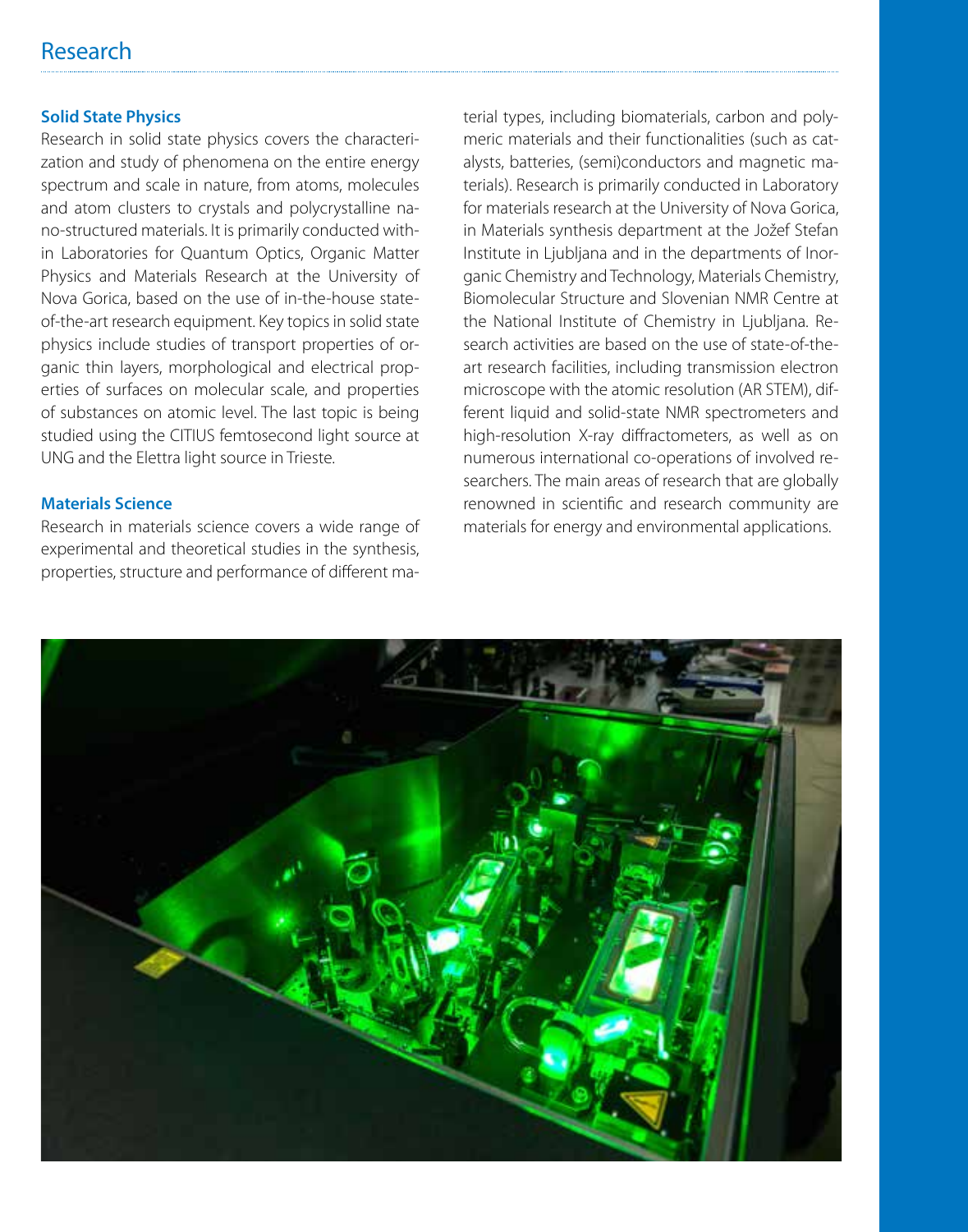# Research

### Solid State Physics

Research in solid state physics covers the characterization and study of phenomena on the entire energy spectrum and scale in nature, from atoms, molecules and atom clusters to crystals and polycrystalline nano-structured materials. It is primarily conducted within Laboratories for Quantum Optics, Organic Matter Physics and Materials Research at the University of Nova Gorica, based on the use of in-the-house state-of-the-art research equipment. Key topics in solid state physics include studies of transport properties of organic thin layers, morphological and electrical properties of surfaces on molecular scale, and properties of substances on atomic level. The last topic is being studied using the CITIUS femtosecond light source at UNG and the Elettra light source in Trieste.

### Materials Science

Research in materials science covers a wide range of experimental and theoretical studies in the synthesis, properties, structure and performance of different material types, including biomaterials, carbon and polymeric materials and their functionalities (such as catalysts, batteries, (semi)conductors and magnetic materials). Research is primarily conducted in Laboratory for materials research at the University of Nova Gorica, in Materials synthesis department at the Jožef Stefan Institute in Ljubljana and in the departments of Inorganic Chemistry and Technology, Materials Chemistry, Biomolecular Structure and Slovenian NMR Centre at the National Institute of Chemistry in Ljubljana. Research activities are based on the use of state-of-the-art research facilities, including transmission electron microscope with the atomic resolution (AR STEM), different liquid and solid-state NMR spectrometers and high-resolution X-ray diffractometers, as well as on numerous international co-operations of involved researchers. The main areas of research that are globally renowned in scientific and research community are materials for energy and environmental applications.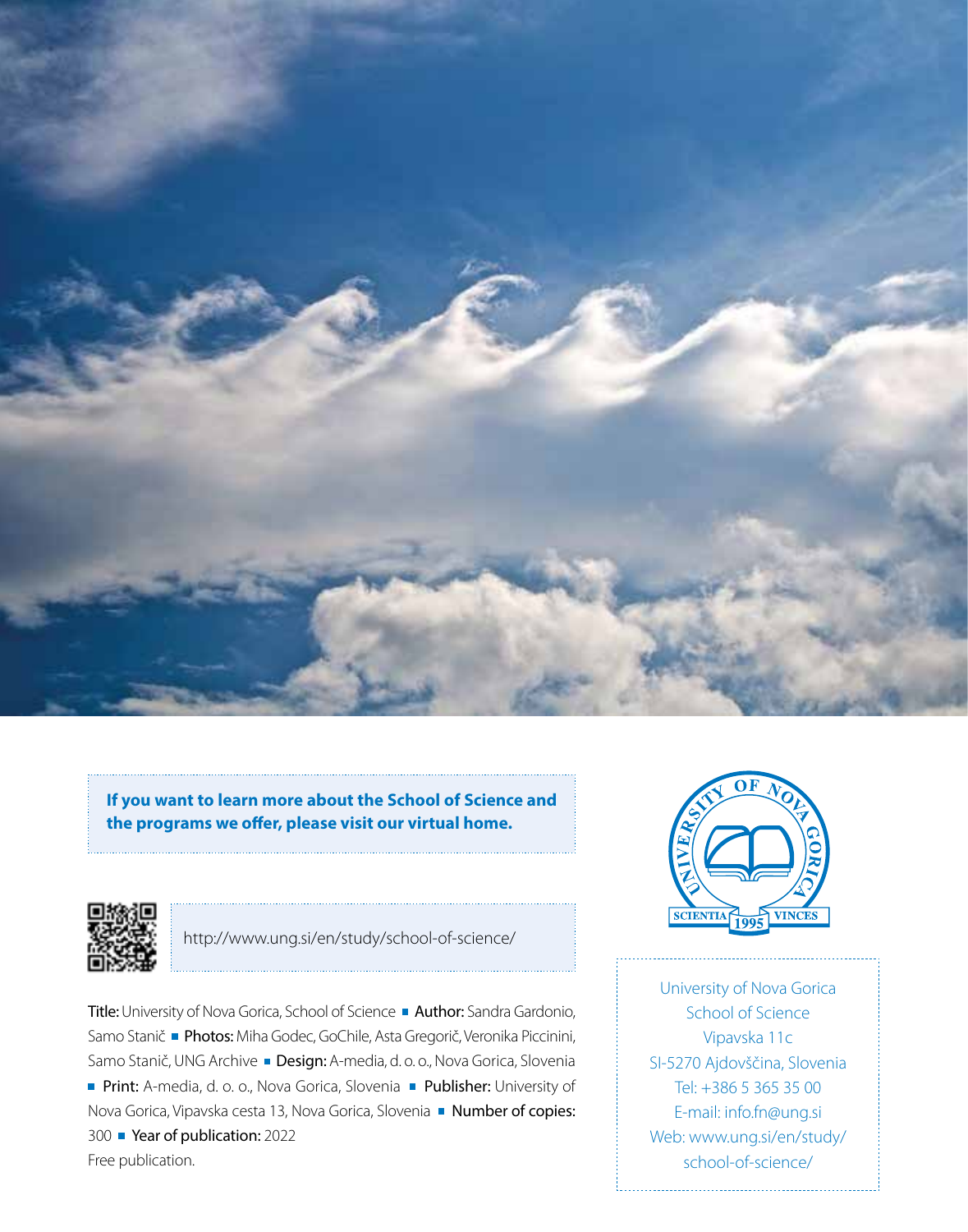**If you want to learn more about the School of Science and the programs we offer, please visit our virtual home.**

http://www.ung.si/en/study/school-of-science/

**Title:** University of Nova Gorica, School of Science ■ **Author:** Sandra Gardonio, Samo Stanič ■ **Photos:** Miha Godec, GoChile, Asta Gregorič, Veronika Piccinini, Samo Stanič, UNG Archive ■ **Design:** A-media, d. o. o., Nova Gorica, Slovenia ■ **Print:** A-media, d. o. o., Nova Gorica, Slovenia ■ **Publisher:** University of Nova Gorica, Vipavska cesta 13, Nova Gorica, Slovenia ■ **Number of copies:** 300 ■ **Year of publication:** 2022

Free publication.

UNIVERSITY OF NOVA GORICA
SCIENTIA 1995 VINCES

University of Nova Gorica
School of Science
Vipavska 11c
SI-5270 Ajdovščina, Slovenia
Tel: +386 5 365 35 00
E-mail: info.fn@ung.si
Web: www.ung.si/en/study/school-of-science/